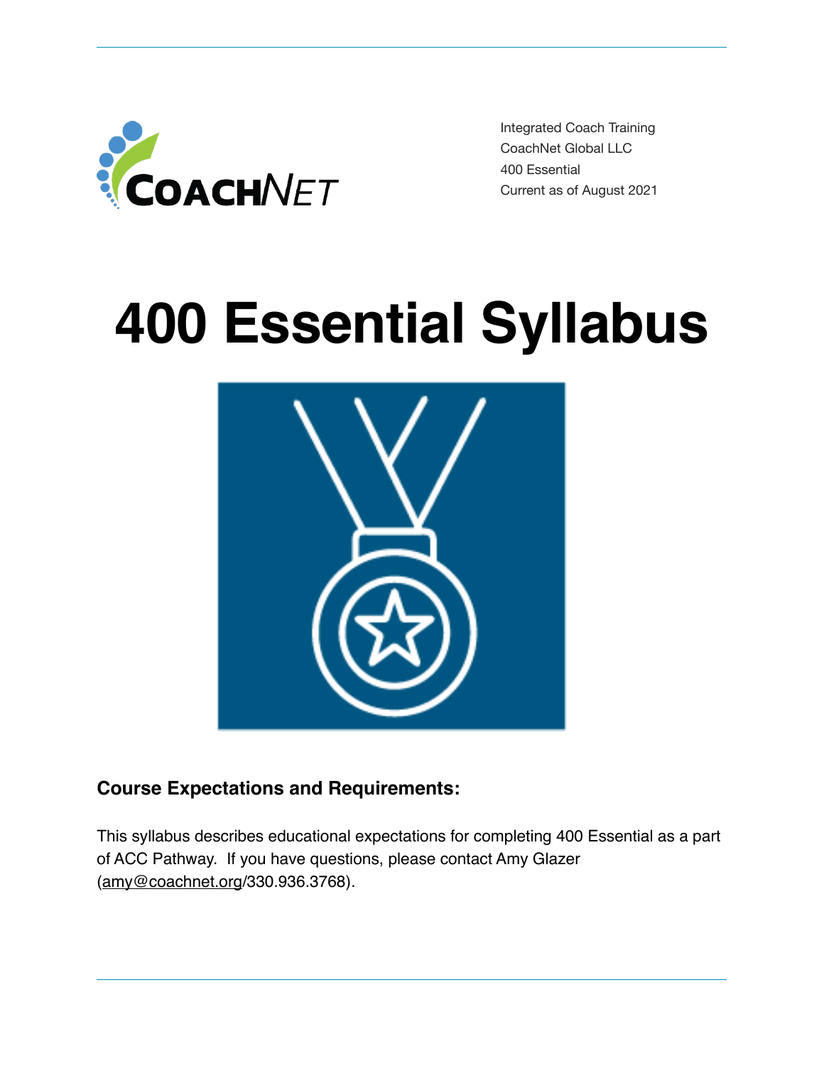Integrated Coach Training
CoachNet Global LLC
400 Essential
Current as of August 2021

# 400 Essential Syllabus

### Course Expectations and Requirements:

This syllabus describes educational expectations for completing 400 Essential as a part of ACC Pathway. If you have questions, please contact Amy Glazer (amy@coachnet.org/330.936.3768).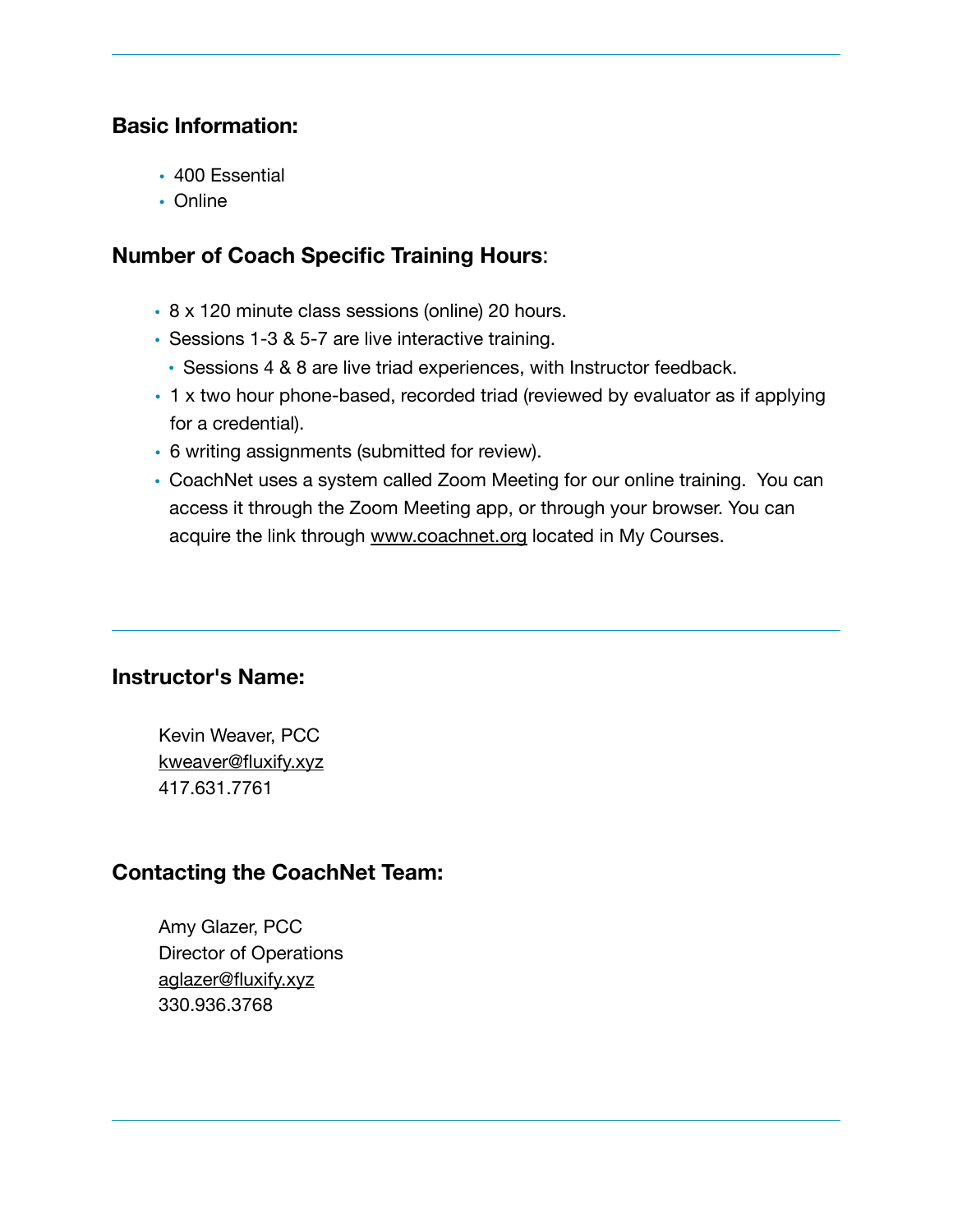### Basic Information:

- 400 Essential
- Online

### Number of Coach Specific Training Hours:

- 8 x 120 minute class sessions (online) 20 hours.
- Sessions 1-3 & 5-7 are live interactive training.
  - Sessions 4 & 8 are live triad experiences, with Instructor feedback.
- 1 x two hour phone-based, recorded triad (reviewed by evaluator as if applying for a credential).
- 6 writing assignments (submitted for review).
- CoachNet uses a system called Zoom Meeting for our online training. You can access it through the Zoom Meeting app, or through your browser. You can acquire the link through www.coachnet.org located in My Courses.

---

### Instructor's Name:

Kevin Weaver, PCC
kweaver@fluxify.xyz
417.631.7761

### Contacting the CoachNet Team:

Amy Glazer, PCC
Director of Operations
aglazer@fluxify.xyz
330.936.3768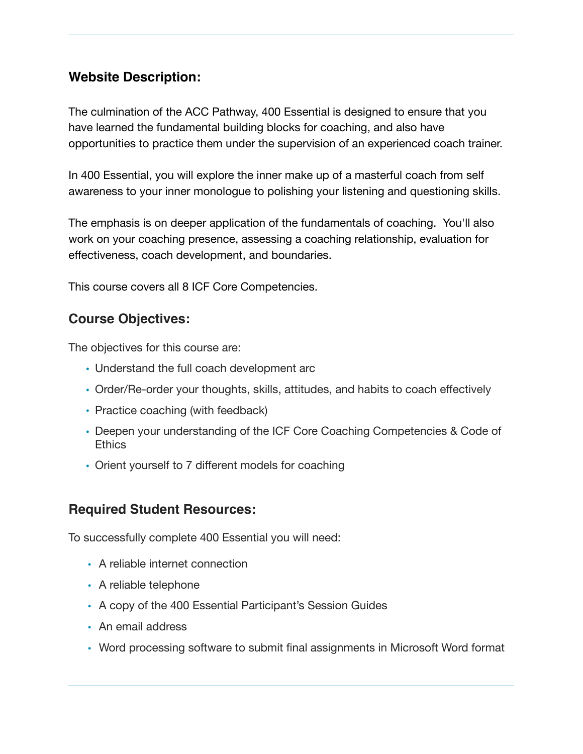## Website Description:

The culmination of the ACC Pathway, 400 Essential is designed to ensure that you have learned the fundamental building blocks for coaching, and also have opportunities to practice them under the supervision of an experienced coach trainer.

In 400 Essential, you will explore the inner make up of a masterful coach from self awareness to your inner monologue to polishing your listening and questioning skills.

The emphasis is on deeper application of the fundamentals of coaching.  You'll also work on your coaching presence, assessing a coaching relationship, evaluation for effectiveness, coach development, and boundaries.

This course covers all 8 ICF Core Competencies.

## Course Objectives:

The objectives for this course are:

- Understand the full coach development arc
- Order/Re-order your thoughts, skills, attitudes, and habits to coach effectively
- Practice coaching (with feedback)
- Deepen your understanding of the ICF Core Coaching Competencies & Code of Ethics
- Orient yourself to 7 different models for coaching

## Required Student Resources:

To successfully complete 400 Essential you will need:

- A reliable internet connection
- A reliable telephone
- A copy of the 400 Essential Participant's Session Guides
- An email address
- Word processing software to submit final assignments in Microsoft Word format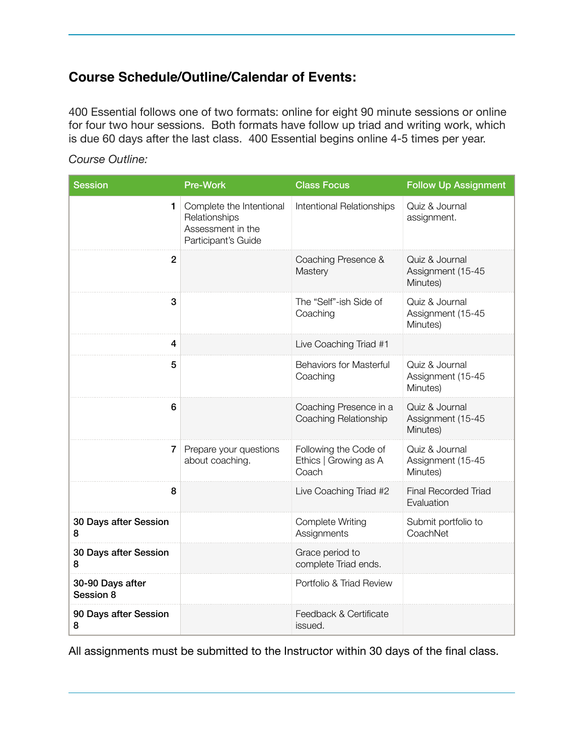## Course Schedule/Outline/Calendar of Events:

400 Essential follows one of two formats: online for eight 90 minute sessions or online for four two hour sessions. Both formats have follow up triad and writing work, which is due 60 days after the last class. 400 Essential begins online 4-5 times per year.

*Course Outline:*

| Session | Pre-Work | Class Focus | Follow Up Assignment |
|---|---|---|---|
| 1 | Complete the Intentional Relationships Assessment in the Participant's Guide | Intentional Relationships | Quiz & Journal assignment. |
| 2 | | Coaching Presence & Mastery | Quiz & Journal Assignment (15-45 Minutes) |
| 3 | | The "Self"-ish Side of Coaching | Quiz & Journal Assignment (15-45 Minutes) |
| 4 | | Live Coaching Triad #1 | |
| 5 | | Behaviors for Masterful Coaching | Quiz & Journal Assignment (15-45 Minutes) |
| 6 | | Coaching Presence in a Coaching Relationship | Quiz & Journal Assignment (15-45 Minutes) |
| 7 | Prepare your questions about coaching. | Following the Code of Ethics \| Growing as A Coach | Quiz & Journal Assignment (15-45 Minutes) |
| 8 | | Live Coaching Triad #2 | Final Recorded Triad Evaluation |
| **30 Days after Session 8** | | Complete Writing Assignments | Submit portfolio to CoachNet |
| **30 Days after Session 8** | | Grace period to complete Triad ends. | |
| **30-90 Days after Session 8** | | Portfolio & Triad Review | |
| **90 Days after Session 8** | | Feedback & Certificate issued. | |

All assignments must be submitted to the Instructor within 30 days of the final class.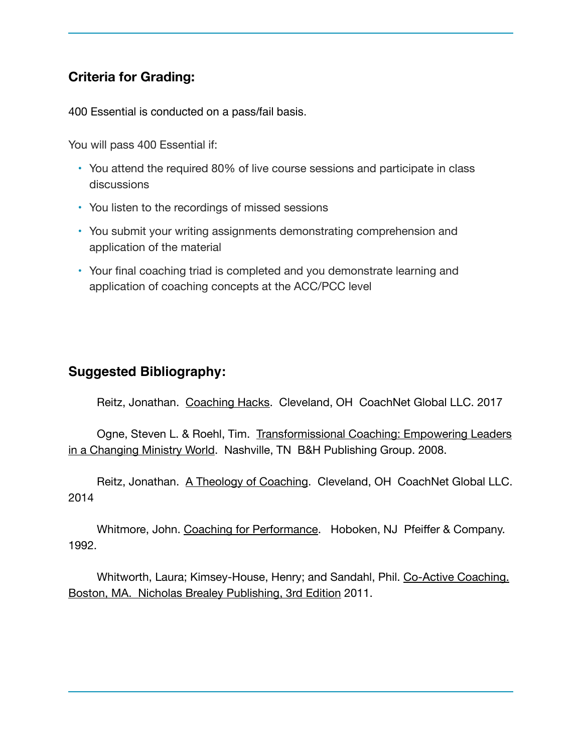## Criteria for Grading:

400 Essential is conducted on a pass/fail basis.

You will pass 400 Essential if:

- You attend the required 80% of live course sessions and participate in class discussions
- You listen to the recordings of missed sessions
- You submit your writing assignments demonstrating comprehension and application of the material
- Your final coaching triad is completed and you demonstrate learning and application of coaching concepts at the ACC/PCC level

## Suggested Bibliography:

Reitz, Jonathan. Coaching Hacks. Cleveland, OH CoachNet Global LLC. 2017

Ogne, Steven L. & Roehl, Tim. Transformissional Coaching: Empowering Leaders in a Changing Ministry World. Nashville, TN B&H Publishing Group. 2008.

Reitz, Jonathan. A Theology of Coaching. Cleveland, OH CoachNet Global LLC. 2014

Whitmore, John. Coaching for Performance. Hoboken, NJ Pfeiffer & Company. 1992.

Whitworth, Laura; Kimsey-House, Henry; and Sandahl, Phil. Co-Active Coaching. Boston, MA. Nicholas Brealey Publishing, 3rd Edition 2011.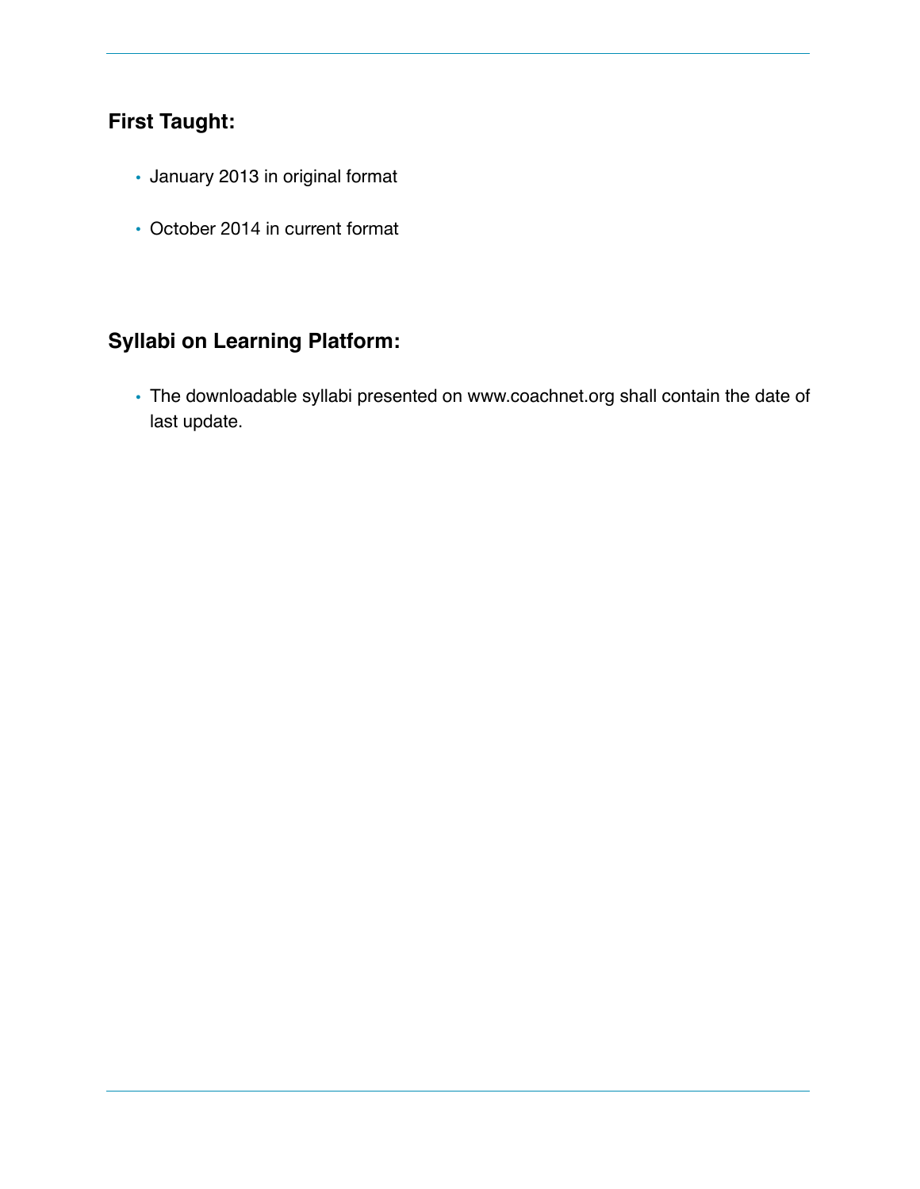### First Taught:

- January 2013 in original format
- October 2014 in current format

### Syllabi on Learning Platform:

- The downloadable syllabi presented on www.coachnet.org shall contain the date of last update.